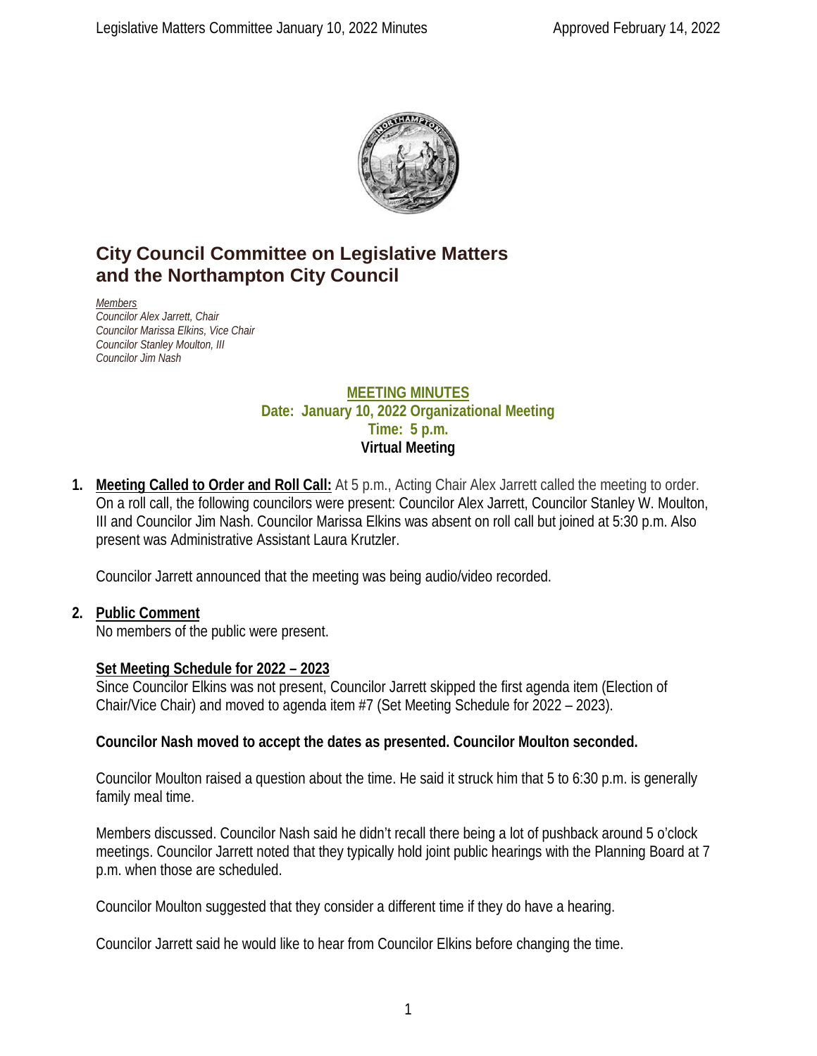# City Council Committee on Legislative Matters and the Northampton City Council

*Members*
*Councilor Alex Jarrett, Chair*
*Councilor Marissa Elkins, Vice Chair*
*Councilor Stanley Moulton, III*
*Councilor Jim Nash*

**MEETING MINUTES**
**Date: January 10, 2022 Organizational Meeting**
**Time: 5 p.m.**
**Virtual Meeting**

1. **Meeting Called to Order and Roll Call:** At 5 p.m., Acting Chair Alex Jarrett called the meeting to order. On a roll call, the following councilors were present: Councilor Alex Jarrett, Councilor Stanley W. Moulton, III and Councilor Jim Nash. Councilor Marissa Elkins was absent on roll call but joined at 5:30 p.m. Also present was Administrative Assistant Laura Krutzler.

   Councilor Jarrett announced that the meeting was being audio/video recorded.

2. **Public Comment**
   No members of the public were present.

   **Set Meeting Schedule for 2022 – 2023**
   Since Councilor Elkins was not present, Councilor Jarrett skipped the first agenda item (Election of Chair/Vice Chair) and moved to agenda item #7 (Set Meeting Schedule for 2022 – 2023).

   **Councilor Nash moved to accept the dates as presented. Councilor Moulton seconded.**

   Councilor Moulton raised a question about the time. He said it struck him that 5 to 6:30 p.m. is generally family meal time.

   Members discussed. Councilor Nash said he didn't recall there being a lot of pushback around 5 o'clock meetings. Councilor Jarrett noted that they typically hold joint public hearings with the Planning Board at 7 p.m. when those are scheduled.

   Councilor Moulton suggested that they consider a different time if they do have a hearing.

   Councilor Jarrett said he would like to hear from Councilor Elkins before changing the time.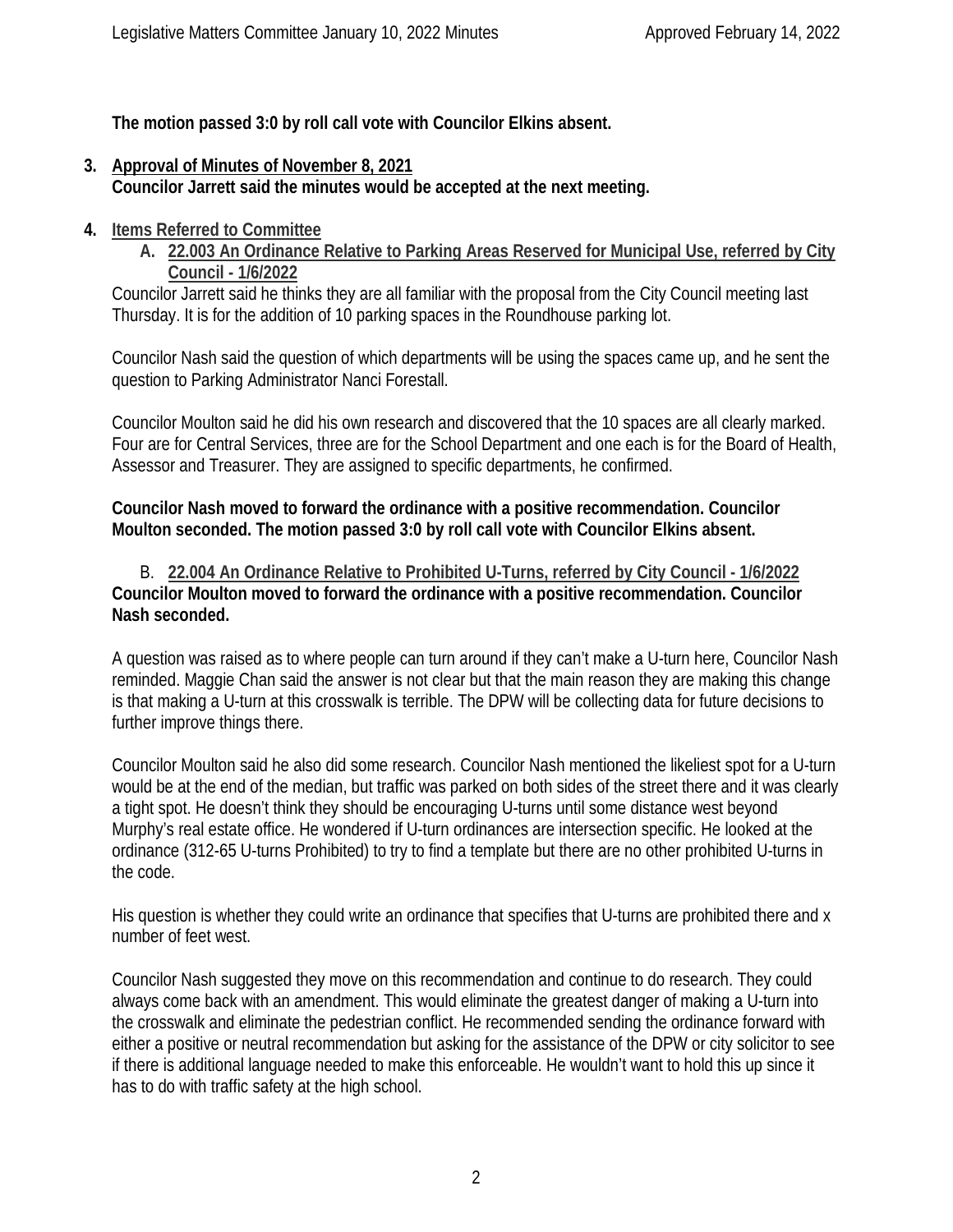**The motion passed 3:0 by roll call vote with Councilor Elkins absent.**

3. **Approval of Minutes of November 8, 2021**
   **Councilor Jarrett said the minutes would be accepted at the next meeting.**

4. **Items Referred to Committee**
   A. **22.003 An Ordinance Relative to Parking Areas Reserved for Municipal Use, referred by City Council - 1/6/2022**

Councilor Jarrett said he thinks they are all familiar with the proposal from the City Council meeting last Thursday. It is for the addition of 10 parking spaces in the Roundhouse parking lot.

Councilor Nash said the question of which departments will be using the spaces came up, and he sent the question to Parking Administrator Nanci Forestall.

Councilor Moulton said he did his own research and discovered that the 10 spaces are all clearly marked. Four are for Central Services, three are for the School Department and one each is for the Board of Health, Assessor and Treasurer. They are assigned to specific departments, he confirmed.

**Councilor Nash moved to forward the ordinance with a positive recommendation. Councilor Moulton seconded. The motion passed 3:0 by roll call vote with Councilor Elkins absent.**

   B. **22.004 An Ordinance Relative to Prohibited U-Turns, referred by City Council - 1/6/2022**

**Councilor Moulton moved to forward the ordinance with a positive recommendation. Councilor Nash seconded.**

A question was raised as to where people can turn around if they can't make a U-turn here, Councilor Nash reminded. Maggie Chan said the answer is not clear but that the main reason they are making this change is that making a U-turn at this crosswalk is terrible. The DPW will be collecting data for future decisions to further improve things there.

Councilor Moulton said he also did some research. Councilor Nash mentioned the likeliest spot for a U-turn would be at the end of the median, but traffic was parked on both sides of the street there and it was clearly a tight spot. He doesn't think they should be encouraging U-turns until some distance west beyond Murphy's real estate office. He wondered if U-turn ordinances are intersection specific. He looked at the ordinance (312-65 U-turns Prohibited) to try to find a template but there are no other prohibited U-turns in the code.

His question is whether they could write an ordinance that specifies that U-turns are prohibited there and x number of feet west.

Councilor Nash suggested they move on this recommendation and continue to do research. They could always come back with an amendment. This would eliminate the greatest danger of making a U-turn into the crosswalk and eliminate the pedestrian conflict. He recommended sending the ordinance forward with either a positive or neutral recommendation but asking for the assistance of the DPW or city solicitor to see if there is additional language needed to make this enforceable. He wouldn't want to hold this up since it has to do with traffic safety at the high school.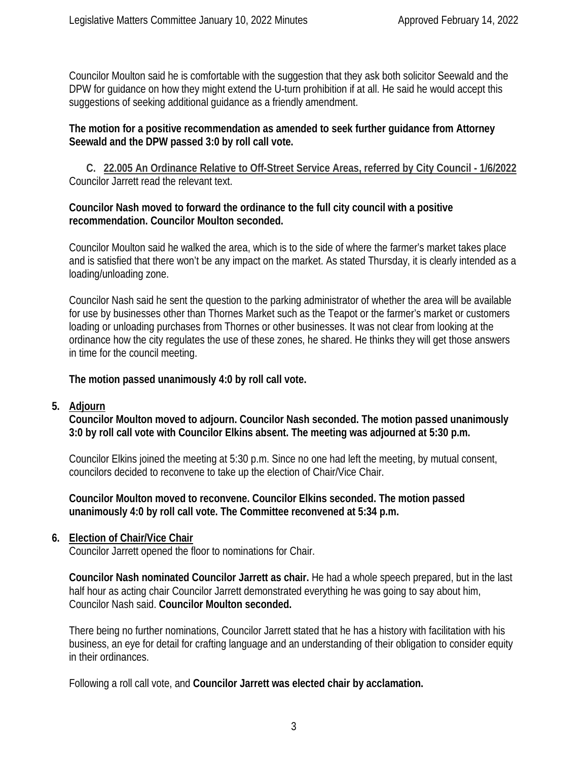Councilor Moulton said he is comfortable with the suggestion that they ask both solicitor Seewald and the DPW for guidance on how they might extend the U-turn prohibition if at all. He said he would accept this suggestions of seeking additional guidance as a friendly amendment.

**The motion for a positive recommendation as amended to seek further guidance from Attorney Seewald and the DPW passed 3:0 by roll call vote.**

**C. 22.005 An Ordinance Relative to Off-Street Service Areas, referred by City Council - 1/6/2022**
Councilor Jarrett read the relevant text.

**Councilor Nash moved to forward the ordinance to the full city council with a positive recommendation. Councilor Moulton seconded.**

Councilor Moulton said he walked the area, which is to the side of where the farmer's market takes place and is satisfied that there won't be any impact on the market. As stated Thursday, it is clearly intended as a loading/unloading zone.

Councilor Nash said he sent the question to the parking administrator of whether the area will be available for use by businesses other than Thornes Market such as the Teapot or the farmer's market or customers loading or unloading purchases from Thornes or other businesses. It was not clear from looking at the ordinance how the city regulates the use of these zones, he shared. He thinks they will get those answers in time for the council meeting.

**The motion passed unanimously 4:0 by roll call vote.**

**5. Adjourn**
**Councilor Moulton moved to adjourn. Councilor Nash seconded. The motion passed unanimously 3:0 by roll call vote with Councilor Elkins absent. The meeting was adjourned at 5:30 p.m.**

Councilor Elkins joined the meeting at 5:30 p.m. Since no one had left the meeting, by mutual consent, councilors decided to reconvene to take up the election of Chair/Vice Chair.

**Councilor Moulton moved to reconvene. Councilor Elkins seconded. The motion passed unanimously 4:0 by roll call vote. The Committee reconvened at 5:34 p.m.**

**6. Election of Chair/Vice Chair**
Councilor Jarrett opened the floor to nominations for Chair.

**Councilor Nash nominated Councilor Jarrett as chair.** He had a whole speech prepared, but in the last half hour as acting chair Councilor Jarrett demonstrated everything he was going to say about him, Councilor Nash said. **Councilor Moulton seconded.**

There being no further nominations, Councilor Jarrett stated that he has a history with facilitation with his business, an eye for detail for crafting language and an understanding of their obligation to consider equity in their ordinances.

Following a roll call vote, and **Councilor Jarrett was elected chair by acclamation.**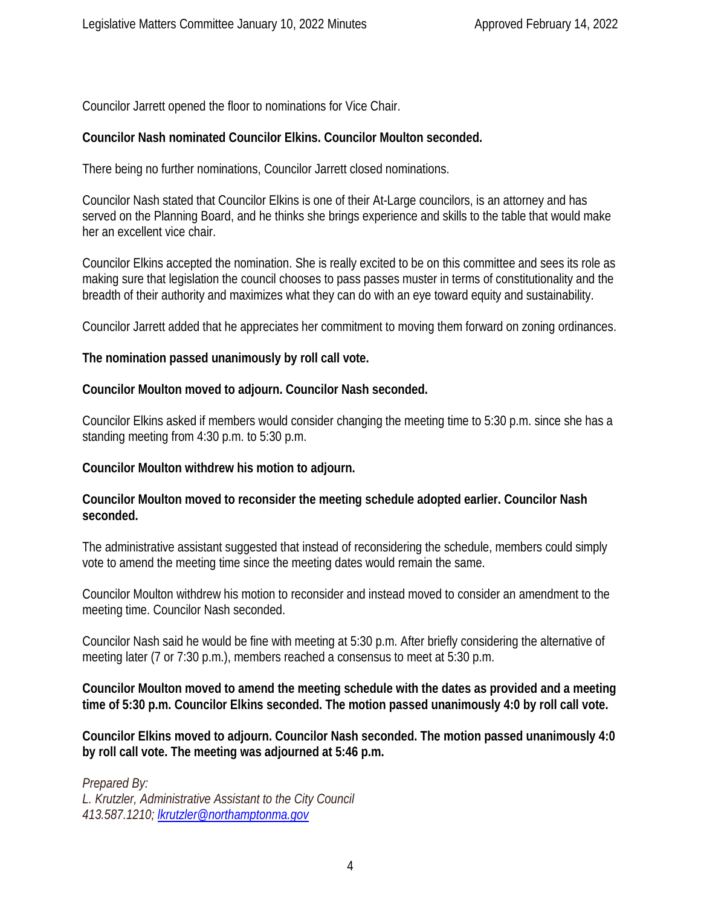Councilor Jarrett opened the floor to nominations for Vice Chair.

**Councilor Nash nominated Councilor Elkins. Councilor Moulton seconded.**

There being no further nominations, Councilor Jarrett closed nominations.

Councilor Nash stated that Councilor Elkins is one of their At-Large councilors, is an attorney and has served on the Planning Board, and he thinks she brings experience and skills to the table that would make her an excellent vice chair.

Councilor Elkins accepted the nomination. She is really excited to be on this committee and sees its role as making sure that legislation the council chooses to pass passes muster in terms of constitutionality and the breadth of their authority and maximizes what they can do with an eye toward equity and sustainability.

Councilor Jarrett added that he appreciates her commitment to moving them forward on zoning ordinances.

**The nomination passed unanimously by roll call vote.**

**Councilor Moulton moved to adjourn. Councilor Nash seconded.**

Councilor Elkins asked if members would consider changing the meeting time to 5:30 p.m. since she has a standing meeting from 4:30 p.m. to 5:30 p.m.

**Councilor Moulton withdrew his motion to adjourn.**

**Councilor Moulton moved to reconsider the meeting schedule adopted earlier. Councilor Nash seconded.**

The administrative assistant suggested that instead of reconsidering the schedule, members could simply vote to amend the meeting time since the meeting dates would remain the same.

Councilor Moulton withdrew his motion to reconsider and instead moved to consider an amendment to the meeting time. Councilor Nash seconded.

Councilor Nash said he would be fine with meeting at 5:30 p.m. After briefly considering the alternative of meeting later (7 or 7:30 p.m.), members reached a consensus to meet at 5:30 p.m.

**Councilor Moulton moved to amend the meeting schedule with the dates as provided and a meeting time of 5:30 p.m. Councilor Elkins seconded. The motion passed unanimously 4:0 by roll call vote.**

**Councilor Elkins moved to adjourn. Councilor Nash seconded. The motion passed unanimously 4:0 by roll call vote. The meeting was adjourned at 5:46 p.m.**

*Prepared By:*
*L. Krutzler, Administrative Assistant to the City Council*
*413.587.1210; [lkrutzler@northamptonma.gov](mailto:lkrutzler@northamptonma.gov)*